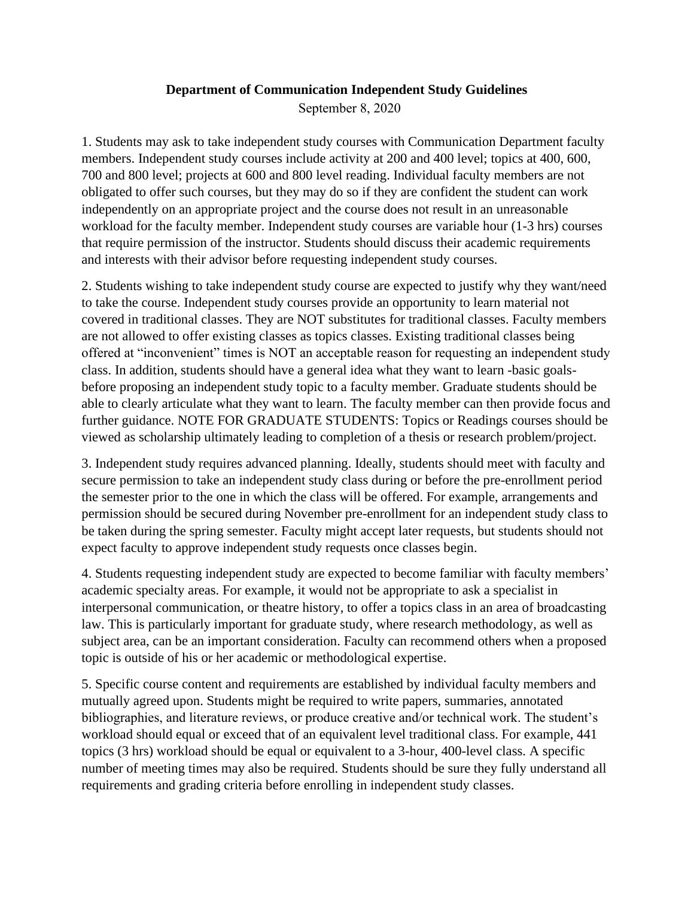**Department of Communication Independent Study Guidelines**

September 8, 2020

1. Students may ask to take independent study courses with Communication Department faculty members. Independent study courses include activity at 200 and 400 level; topics at 400, 600, 700 and 800 level; projects at 600 and 800 level reading. Individual faculty members are not obligated to offer such courses, but they may do so if they are confident the student can work independently on an appropriate project and the course does not result in an unreasonable workload for the faculty member. Independent study courses are variable hour (1-3 hrs) courses that require permission of the instructor. Students should discuss their academic requirements and interests with their advisor before requesting independent study courses.

2. Students wishing to take independent study course are expected to justify why they want/need to take the course. Independent study courses provide an opportunity to learn material not covered in traditional classes. They are NOT substitutes for traditional classes. Faculty members are not allowed to offer existing classes as topics classes. Existing traditional classes being offered at "inconvenient" times is NOT an acceptable reason for requesting an independent study class. In addition, students should have a general idea what they want to learn -basic goals- before proposing an independent study topic to a faculty member. Graduate students should be able to clearly articulate what they want to learn. The faculty member can then provide focus and further guidance. NOTE FOR GRADUATE STUDENTS: Topics or Readings courses should be viewed as scholarship ultimately leading to completion of a thesis or research problem/project.

3. Independent study requires advanced planning. Ideally, students should meet with faculty and secure permission to take an independent study class during or before the pre-enrollment period the semester prior to the one in which the class will be offered. For example, arrangements and permission should be secured during November pre-enrollment for an independent study class to be taken during the spring semester. Faculty might accept later requests, but students should not expect faculty to approve independent study requests once classes begin.

4. Students requesting independent study are expected to become familiar with faculty members' academic specialty areas. For example, it would not be appropriate to ask a specialist in interpersonal communication, or theatre history, to offer a topics class in an area of broadcasting law. This is particularly important for graduate study, where research methodology, as well as subject area, can be an important consideration. Faculty can recommend others when a proposed topic is outside of his or her academic or methodological expertise.

5. Specific course content and requirements are established by individual faculty members and mutually agreed upon. Students might be required to write papers, summaries, annotated bibliographies, and literature reviews, or produce creative and/or technical work. The student's workload should equal or exceed that of an equivalent level traditional class. For example, 441 topics (3 hrs) workload should be equal or equivalent to a 3-hour, 400-level class. A specific number of meeting times may also be required. Students should be sure they fully understand all requirements and grading criteria before enrolling in independent study classes.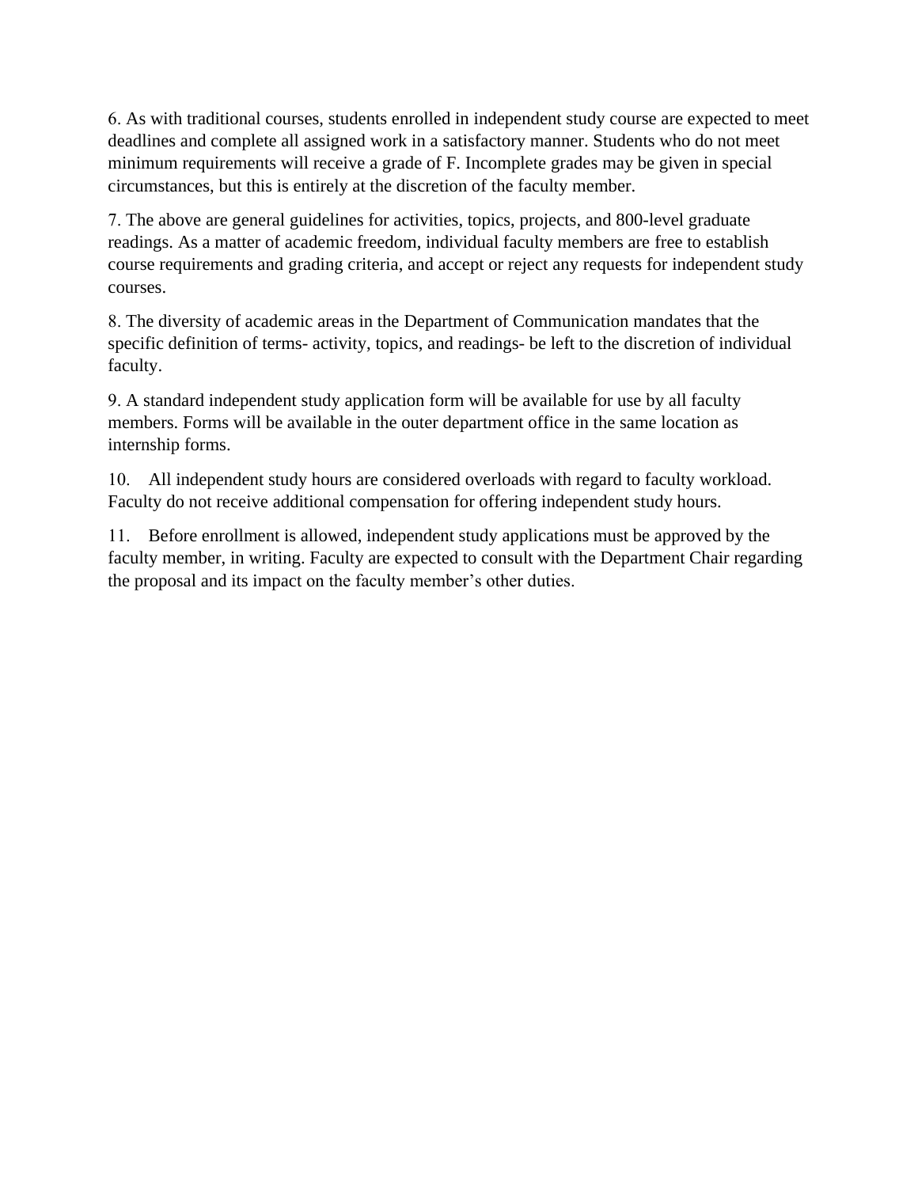6. As with traditional courses, students enrolled in independent study course are expected to meet deadlines and complete all assigned work in a satisfactory manner. Students who do not meet minimum requirements will receive a grade of F. Incomplete grades may be given in special circumstances, but this is entirely at the discretion of the faculty member.

7. The above are general guidelines for activities, topics, projects, and 800-level graduate readings. As a matter of academic freedom, individual faculty members are free to establish course requirements and grading criteria, and accept or reject any requests for independent study courses.

8. The diversity of academic areas in the Department of Communication mandates that the specific definition of terms- activity, topics, and readings- be left to the discretion of individual faculty.

9. A standard independent study application form will be available for use by all faculty members. Forms will be available in the outer department office in the same location as internship forms.

10. All independent study hours are considered overloads with regard to faculty workload. Faculty do not receive additional compensation for offering independent study hours.

11. Before enrollment is allowed, independent study applications must be approved by the faculty member, in writing. Faculty are expected to consult with the Department Chair regarding the proposal and its impact on the faculty member's other duties.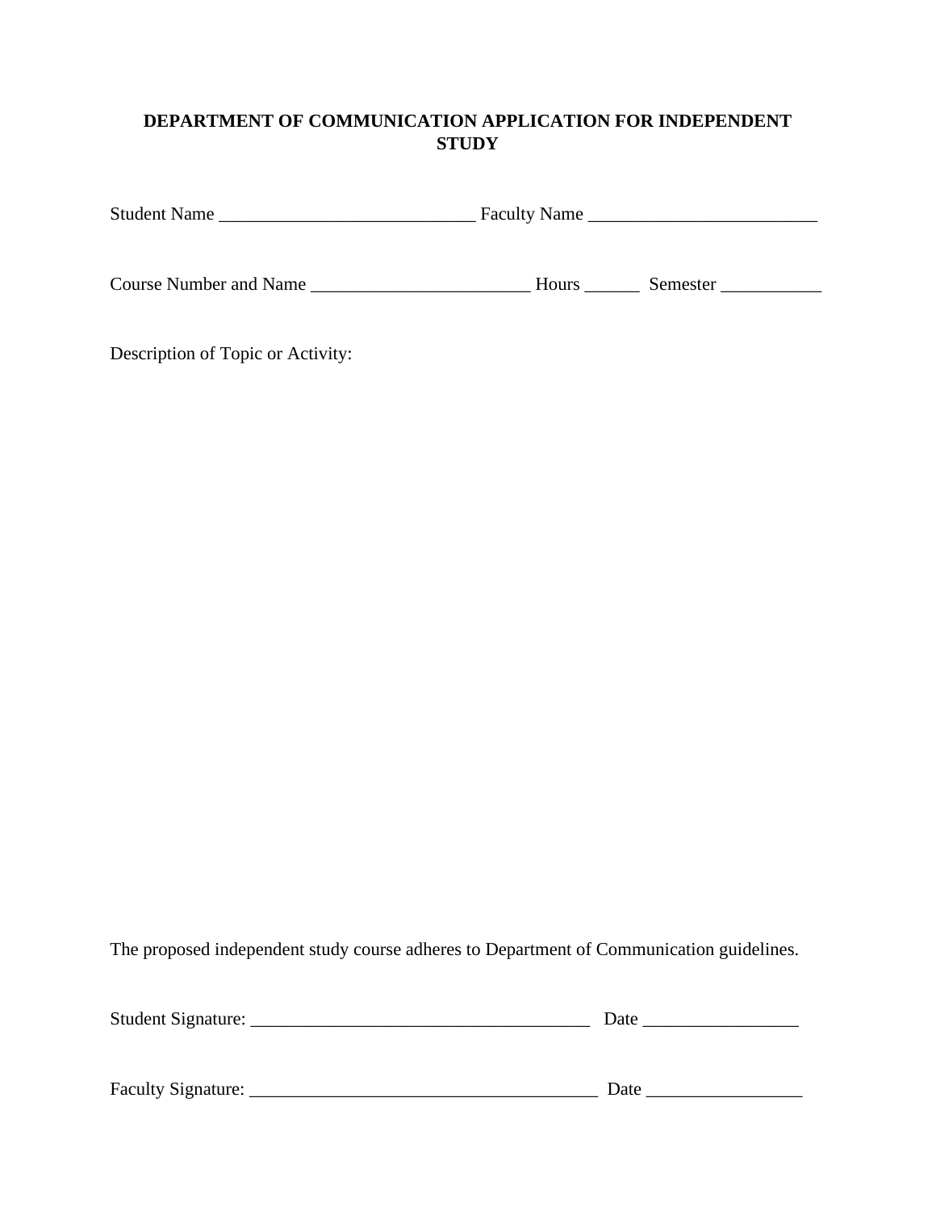# DEPARTMENT OF COMMUNICATION APPLICATION FOR INDEPENDENT STUDY

Student Name ____________________________ Faculty Name _________________________

Course Number and Name ________________________ Hours ______ Semester ___________

Description of Topic or Activity:

The proposed independent study course adheres to Department of Communication guidelines.

Student Signature: _____________________________________ Date _________________

Faculty Signature: ______________________________________ Date _________________